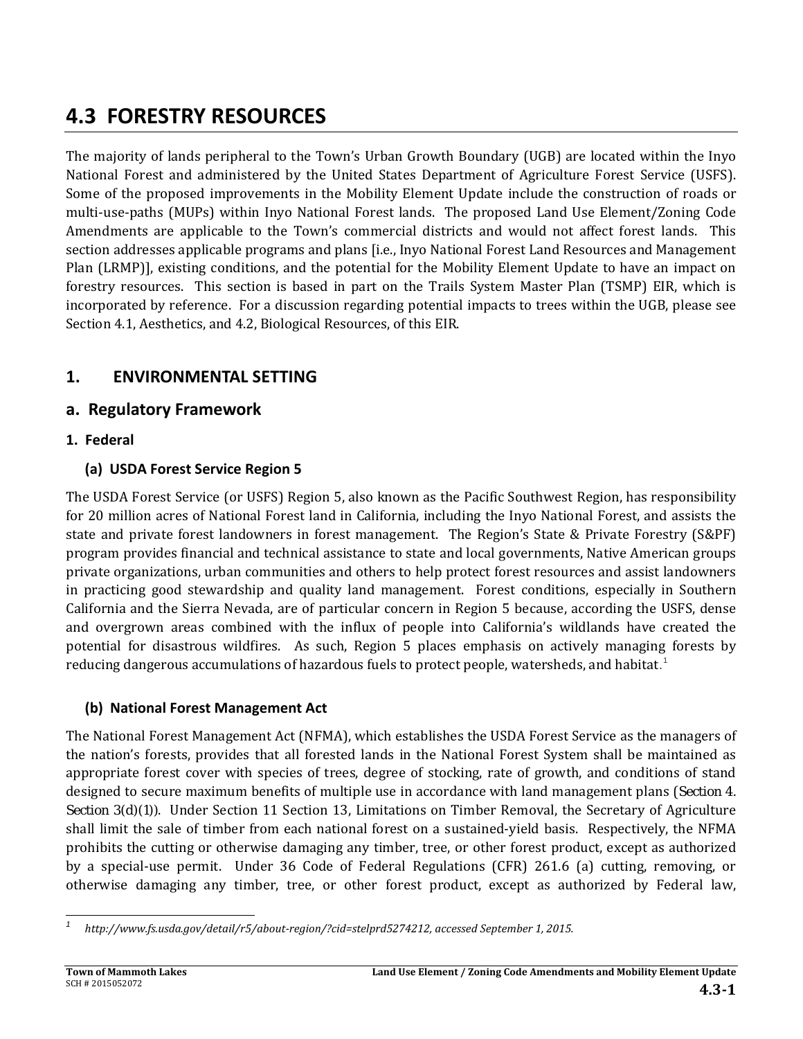# 4.3 FORESTRY RESOURCES

The majority of lands peripheral to the Town's Urban Growth Boundary (UGB) are located within the Inyo National Forest and administered by the United States Department of Agriculture Forest Service (USFS). Some of the proposed improvements in the Mobility Element Update include the construction of roads or multi-use-paths (MUPs) within Inyo National Forest lands. The proposed Land Use Element/Zoning Code Amendments are applicable to the Town's commercial districts and would not affect forest lands. This section addresses applicable programs and plans [i.e., Inyo National Forest Land Resources and Management Plan (LRMP)], existing conditions, and the potential for the Mobility Element Update to have an impact on forestry resources. This section is based in part on the Trails System Master Plan (TSMP) EIR, which is incorporated by reference. For a discussion regarding potential impacts to trees within the UGB, please see Section 4.1, Aesthetics, and 4.2, Biological Resources, of this EIR.

## 1. ENVIRONMENTAL SETTING

## a. Regulatory Framework

### 1. Federal

#### (a) USDA Forest Service Region 5

The USDA Forest Service (or USFS) Region 5, also known as the Pacific Southwest Region, has responsibility for 20 million acres of National Forest land in California, including the Inyo National Forest, and assists the state and private forest landowners in forest management. The Region's State & Private Forestry (S&PF) program provides financial and technical assistance to state and local governments, Native American groups private organizations, urban communities and others to help protect forest resources and assist landowners in practicing good stewardship and quality land management. Forest conditions, especially in Southern California and the Sierra Nevada, are of particular concern in Region 5 because, according the USFS, dense and overgrown areas combined with the influx of people into California's wildlands have created the potential for disastrous wildfires. As such, Region 5 places emphasis on actively managing forests by reducing dangerous accumulations of hazardous fuels to protect people, watersheds, and habitat.[1]

#### (b) National Forest Management Act

The National Forest Management Act (NFMA), which establishes the USDA Forest Service as the managers of the nation's forests, provides that all forested lands in the National Forest System shall be maintained as appropriate forest cover with species of trees, degree of stocking, rate of growth, and conditions of stand designed to secure maximum benefits of multiple use in accordance with land management plans (Section 4. Section 3(d)(1)). Under Section 11 Section 13, Limitations on Timber Removal, the Secretary of Agriculture shall limit the sale of timber from each national forest on a sustained-yield basis. Respectively, the NFMA prohibits the cutting or otherwise damaging any timber, tree, or other forest product, except as authorized by a special-use permit. Under 36 Code of Federal Regulations (CFR) 261.6 (a) cutting, removing, or otherwise damaging any timber, tree, or other forest product, except as authorized by Federal law,

---

[1] *http://www.fs.usda.gov/detail/r5/about-region/?cid=stelprd5274212, accessed September 1, 2015.*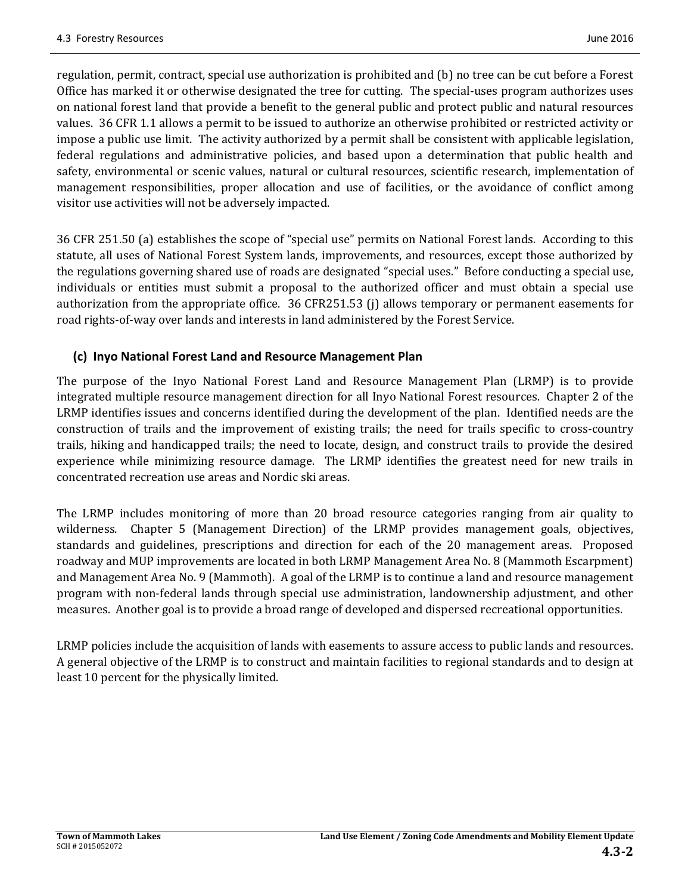regulation, permit, contract, special use authorization is prohibited and (b) no tree can be cut before a Forest Office has marked it or otherwise designated the tree for cutting. The special-uses program authorizes uses on national forest land that provide a benefit to the general public and protect public and natural resources values. 36 CFR 1.1 allows a permit to be issued to authorize an otherwise prohibited or restricted activity or impose a public use limit. The activity authorized by a permit shall be consistent with applicable legislation, federal regulations and administrative policies, and based upon a determination that public health and safety, environmental or scenic values, natural or cultural resources, scientific research, implementation of management responsibilities, proper allocation and use of facilities, or the avoidance of conflict among visitor use activities will not be adversely impacted.

36 CFR 251.50 (a) establishes the scope of "special use" permits on National Forest lands. According to this statute, all uses of National Forest System lands, improvements, and resources, except those authorized by the regulations governing shared use of roads are designated "special uses." Before conducting a special use, individuals or entities must submit a proposal to the authorized officer and must obtain a special use authorization from the appropriate office. 36 CFR251.53 (j) allows temporary or permanent easements for road rights-of-way over lands and interests in land administered by the Forest Service.

### (c) Inyo National Forest Land and Resource Management Plan

The purpose of the Inyo National Forest Land and Resource Management Plan (LRMP) is to provide integrated multiple resource management direction for all Inyo National Forest resources. Chapter 2 of the LRMP identifies issues and concerns identified during the development of the plan. Identified needs are the construction of trails and the improvement of existing trails; the need for trails specific to cross-country trails, hiking and handicapped trails; the need to locate, design, and construct trails to provide the desired experience while minimizing resource damage. The LRMP identifies the greatest need for new trails in concentrated recreation use areas and Nordic ski areas.

The LRMP includes monitoring of more than 20 broad resource categories ranging from air quality to wilderness. Chapter 5 (Management Direction) of the LRMP provides management goals, objectives, standards and guidelines, prescriptions and direction for each of the 20 management areas. Proposed roadway and MUP improvements are located in both LRMP Management Area No. 8 (Mammoth Escarpment) and Management Area No. 9 (Mammoth). A goal of the LRMP is to continue a land and resource management program with non-federal lands through special use administration, landownership adjustment, and other measures. Another goal is to provide a broad range of developed and dispersed recreational opportunities.

LRMP policies include the acquisition of lands with easements to assure access to public lands and resources. A general objective of the LRMP is to construct and maintain facilities to regional standards and to design at least 10 percent for the physically limited.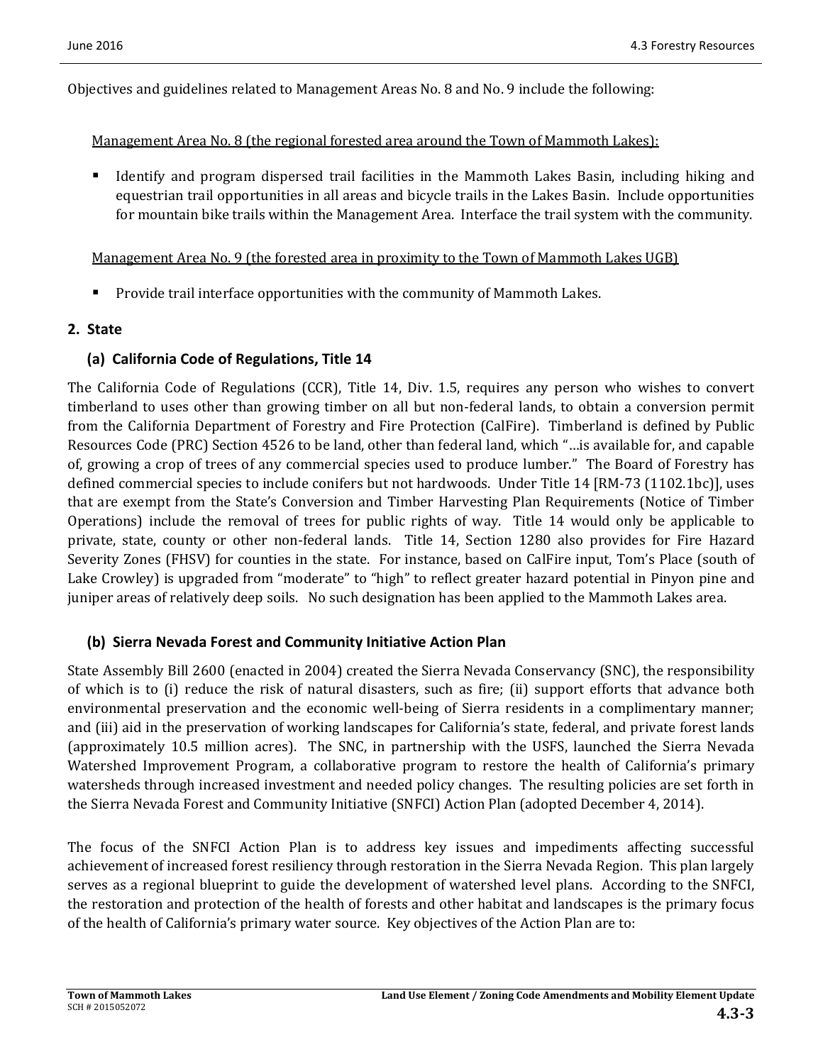Objectives and guidelines related to Management Areas No. 8 and No. 9 include the following:

Management Area No. 8 (the regional forested area around the Town of Mammoth Lakes):

- Identify and program dispersed trail facilities in the Mammoth Lakes Basin, including hiking and equestrian trail opportunities in all areas and bicycle trails in the Lakes Basin. Include opportunities for mountain bike trails within the Management Area. Interface the trail system with the community.

Management Area No. 9 (the forested area in proximity to the Town of Mammoth Lakes UGB)

- Provide trail interface opportunities with the community of Mammoth Lakes.

## 2. State

### (a) California Code of Regulations, Title 14

The California Code of Regulations (CCR), Title 14, Div. 1.5, requires any person who wishes to convert timberland to uses other than growing timber on all but non-federal lands, to obtain a conversion permit from the California Department of Forestry and Fire Protection (CalFire). Timberland is defined by Public Resources Code (PRC) Section 4526 to be land, other than federal land, which "…is available for, and capable of, growing a crop of trees of any commercial species used to produce lumber." The Board of Forestry has defined commercial species to include conifers but not hardwoods. Under Title 14 [RM-73 (1102.1bc)], uses that are exempt from the State's Conversion and Timber Harvesting Plan Requirements (Notice of Timber Operations) include the removal of trees for public rights of way. Title 14 would only be applicable to private, state, county or other non-federal lands. Title 14, Section 1280 also provides for Fire Hazard Severity Zones (FHSV) for counties in the state. For instance, based on CalFire input, Tom's Place (south of Lake Crowley) is upgraded from "moderate" to "high" to reflect greater hazard potential in Pinyon pine and juniper areas of relatively deep soils. No such designation has been applied to the Mammoth Lakes area.

### (b) Sierra Nevada Forest and Community Initiative Action Plan

State Assembly Bill 2600 (enacted in 2004) created the Sierra Nevada Conservancy (SNC), the responsibility of which is to (i) reduce the risk of natural disasters, such as fire; (ii) support efforts that advance both environmental preservation and the economic well-being of Sierra residents in a complimentary manner; and (iii) aid in the preservation of working landscapes for California's state, federal, and private forest lands (approximately 10.5 million acres). The SNC, in partnership with the USFS, launched the Sierra Nevada Watershed Improvement Program, a collaborative program to restore the health of California's primary watersheds through increased investment and needed policy changes. The resulting policies are set forth in the Sierra Nevada Forest and Community Initiative (SNFCI) Action Plan (adopted December 4, 2014).

The focus of the SNFCI Action Plan is to address key issues and impediments affecting successful achievement of increased forest resiliency through restoration in the Sierra Nevada Region. This plan largely serves as a regional blueprint to guide the development of watershed level plans. According to the SNFCI, the restoration and protection of the health of forests and other habitat and landscapes is the primary focus of the health of California's primary water source. Key objectives of the Action Plan are to: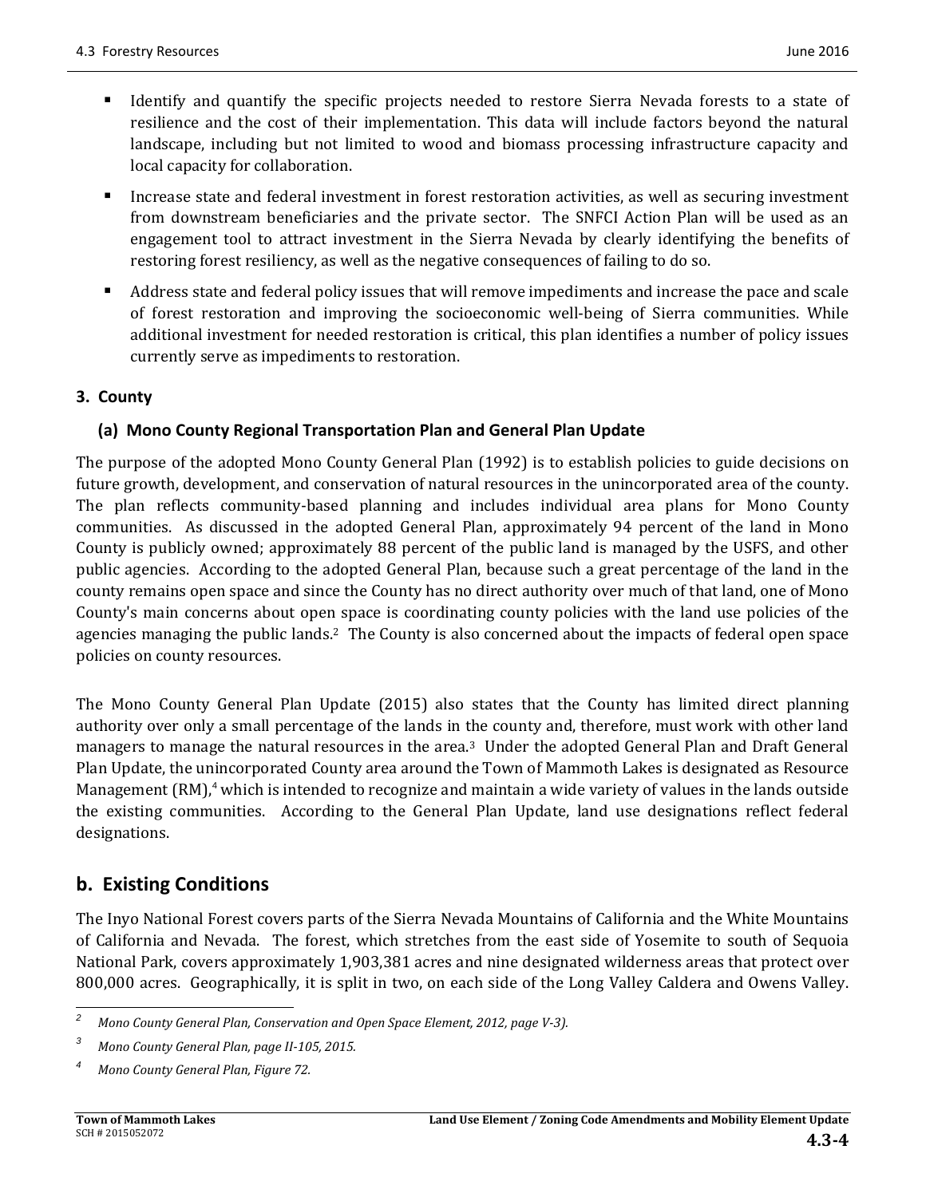- Identify and quantify the specific projects needed to restore Sierra Nevada forests to a state of resilience and the cost of their implementation. This data will include factors beyond the natural landscape, including but not limited to wood and biomass processing infrastructure capacity and local capacity for collaboration.
- Increase state and federal investment in forest restoration activities, as well as securing investment from downstream beneficiaries and the private sector. The SNFCI Action Plan will be used as an engagement tool to attract investment in the Sierra Nevada by clearly identifying the benefits of restoring forest resiliency, as well as the negative consequences of failing to do so.
- Address state and federal policy issues that will remove impediments and increase the pace and scale of forest restoration and improving the socioeconomic well-being of Sierra communities. While additional investment for needed restoration is critical, this plan identifies a number of policy issues currently serve as impediments to restoration.

### 3. County

#### (a) Mono County Regional Transportation Plan and General Plan Update

The purpose of the adopted Mono County General Plan (1992) is to establish policies to guide decisions on future growth, development, and conservation of natural resources in the unincorporated area of the county. The plan reflects community-based planning and includes individual area plans for Mono County communities. As discussed in the adopted General Plan, approximately 94 percent of the land in Mono County is publicly owned; approximately 88 percent of the public land is managed by the USFS, and other public agencies. According to the adopted General Plan, because such a great percentage of the land in the county remains open space and since the County has no direct authority over much of that land, one of Mono County's main concerns about open space is coordinating county policies with the land use policies of the agencies managing the public lands.[2] The County is also concerned about the impacts of federal open space policies on county resources.

The Mono County General Plan Update (2015) also states that the County has limited direct planning authority over only a small percentage of the lands in the county and, therefore, must work with other land managers to manage the natural resources in the area.[3] Under the adopted General Plan and Draft General Plan Update, the unincorporated County area around the Town of Mammoth Lakes is designated as Resource Management (RM),[4] which is intended to recognize and maintain a wide variety of values in the lands outside the existing communities. According to the General Plan Update, land use designations reflect federal designations.

## b. Existing Conditions

The Inyo National Forest covers parts of the Sierra Nevada Mountains of California and the White Mountains of California and Nevada. The forest, which stretches from the east side of Yosemite to south of Sequoia National Park, covers approximately 1,903,381 acres and nine designated wilderness areas that protect over 800,000 acres. Geographically, it is split in two, on each side of the Long Valley Caldera and Owens Valley.

---

[2] *Mono County General Plan, Conservation and Open Space Element, 2012, page V-3).*

[3] *Mono County General Plan, page II-105, 2015.*

[4] *Mono County General Plan, Figure 72.*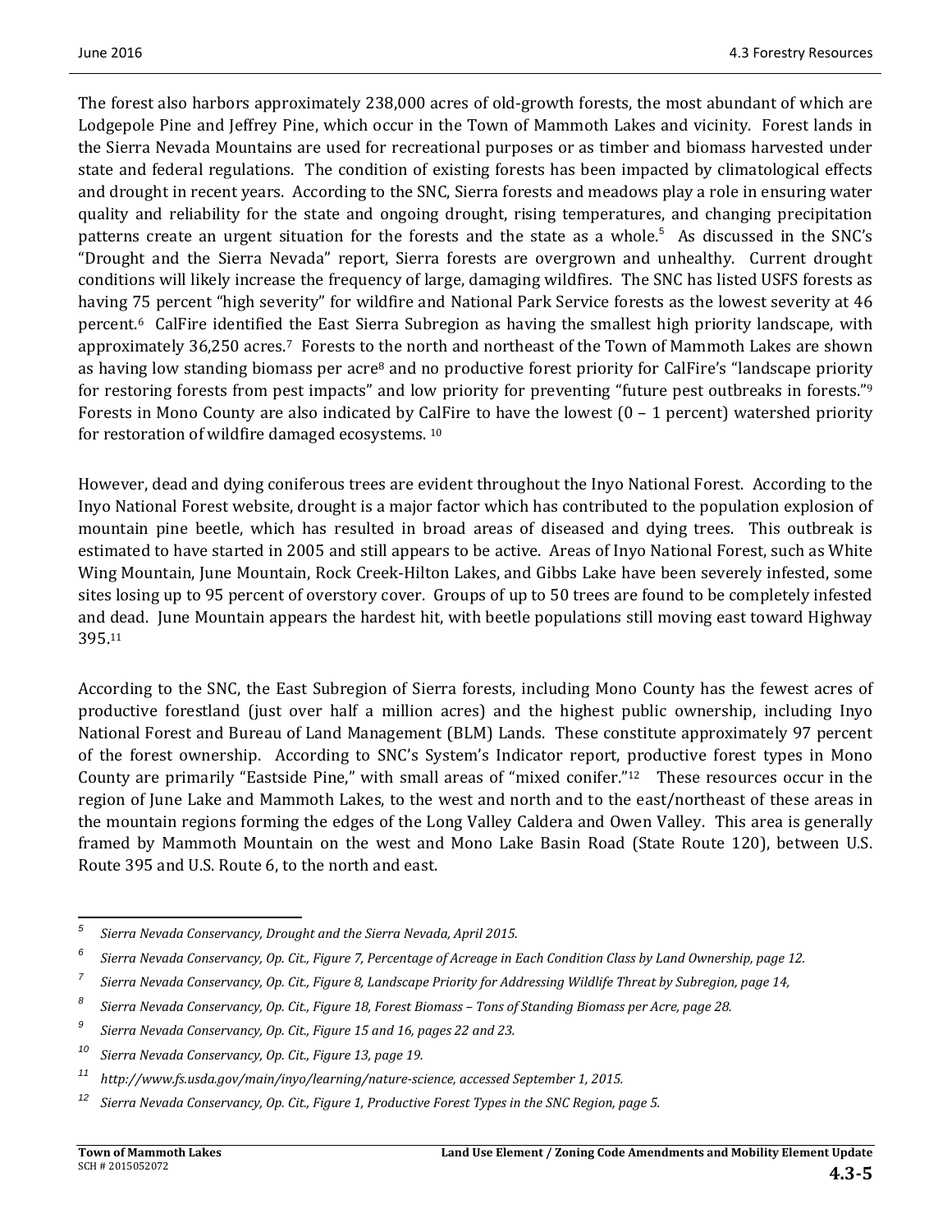The forest also harbors approximately 238,000 acres of old-growth forests, the most abundant of which are Lodgepole Pine and Jeffrey Pine, which occur in the Town of Mammoth Lakes and vicinity. Forest lands in the Sierra Nevada Mountains are used for recreational purposes or as timber and biomass harvested under state and federal regulations. The condition of existing forests has been impacted by climatological effects and drought in recent years. According to the SNC, Sierra forests and meadows play a role in ensuring water quality and reliability for the state and ongoing drought, rising temperatures, and changing precipitation patterns create an urgent situation for the forests and the state as a whole.[5] As discussed in the SNC's "Drought and the Sierra Nevada" report, Sierra forests are overgrown and unhealthy. Current drought conditions will likely increase the frequency of large, damaging wildfires. The SNC has listed USFS forests as having 75 percent "high severity" for wildfire and National Park Service forests as the lowest severity at 46 percent.[6] CalFire identified the East Sierra Subregion as having the smallest high priority landscape, with approximately 36,250 acres.[7] Forests to the north and northeast of the Town of Mammoth Lakes are shown as having low standing biomass per acre[8] and no productive forest priority for CalFire's "landscape priority for restoring forests from pest impacts" and low priority for preventing "future pest outbreaks in forests."[9] Forests in Mono County are also indicated by CalFire to have the lowest (0 – 1 percent) watershed priority for restoration of wildfire damaged ecosystems. [10]

However, dead and dying coniferous trees are evident throughout the Inyo National Forest. According to the Inyo National Forest website, drought is a major factor which has contributed to the population explosion of mountain pine beetle, which has resulted in broad areas of diseased and dying trees. This outbreak is estimated to have started in 2005 and still appears to be active. Areas of Inyo National Forest, such as White Wing Mountain, June Mountain, Rock Creek-Hilton Lakes, and Gibbs Lake have been severely infested, some sites losing up to 95 percent of overstory cover. Groups of up to 50 trees are found to be completely infested and dead. June Mountain appears the hardest hit, with beetle populations still moving east toward Highway 395.[11]

According to the SNC, the East Subregion of Sierra forests, including Mono County has the fewest acres of productive forestland (just over half a million acres) and the highest public ownership, including Inyo National Forest and Bureau of Land Management (BLM) Lands. These constitute approximately 97 percent of the forest ownership. According to SNC's System's Indicator report, productive forest types in Mono County are primarily "Eastside Pine," with small areas of "mixed conifer."[12] These resources occur in the region of June Lake and Mammoth Lakes, to the west and north and to the east/northeast of these areas in the mountain regions forming the edges of the Long Valley Caldera and Owen Valley. This area is generally framed by Mammoth Mountain on the west and Mono Lake Basin Road (State Route 120), between U.S. Route 395 and U.S. Route 6, to the north and east.

---

[5] *Sierra Nevada Conservancy, Drought and the Sierra Nevada, April 2015.*

[6] *Sierra Nevada Conservancy, Op. Cit., Figure 7, Percentage of Acreage in Each Condition Class by Land Ownership, page 12.*

[7] *Sierra Nevada Conservancy, Op. Cit., Figure 8, Landscape Priority for Addressing Wildlife Threat by Subregion, page 14,*

[8] *Sierra Nevada Conservancy, Op. Cit., Figure 18, Forest Biomass – Tons of Standing Biomass per Acre, page 28.*

[9] *Sierra Nevada Conservancy, Op. Cit., Figure 15 and 16, pages 22 and 23.*

[10] *Sierra Nevada Conservancy, Op. Cit., Figure 13, page 19.*

[11] *http://www.fs.usda.gov/main/inyo/learning/nature-science, accessed September 1, 2015.*

[12] *Sierra Nevada Conservancy, Op. Cit., Figure 1, Productive Forest Types in the SNC Region, page 5.*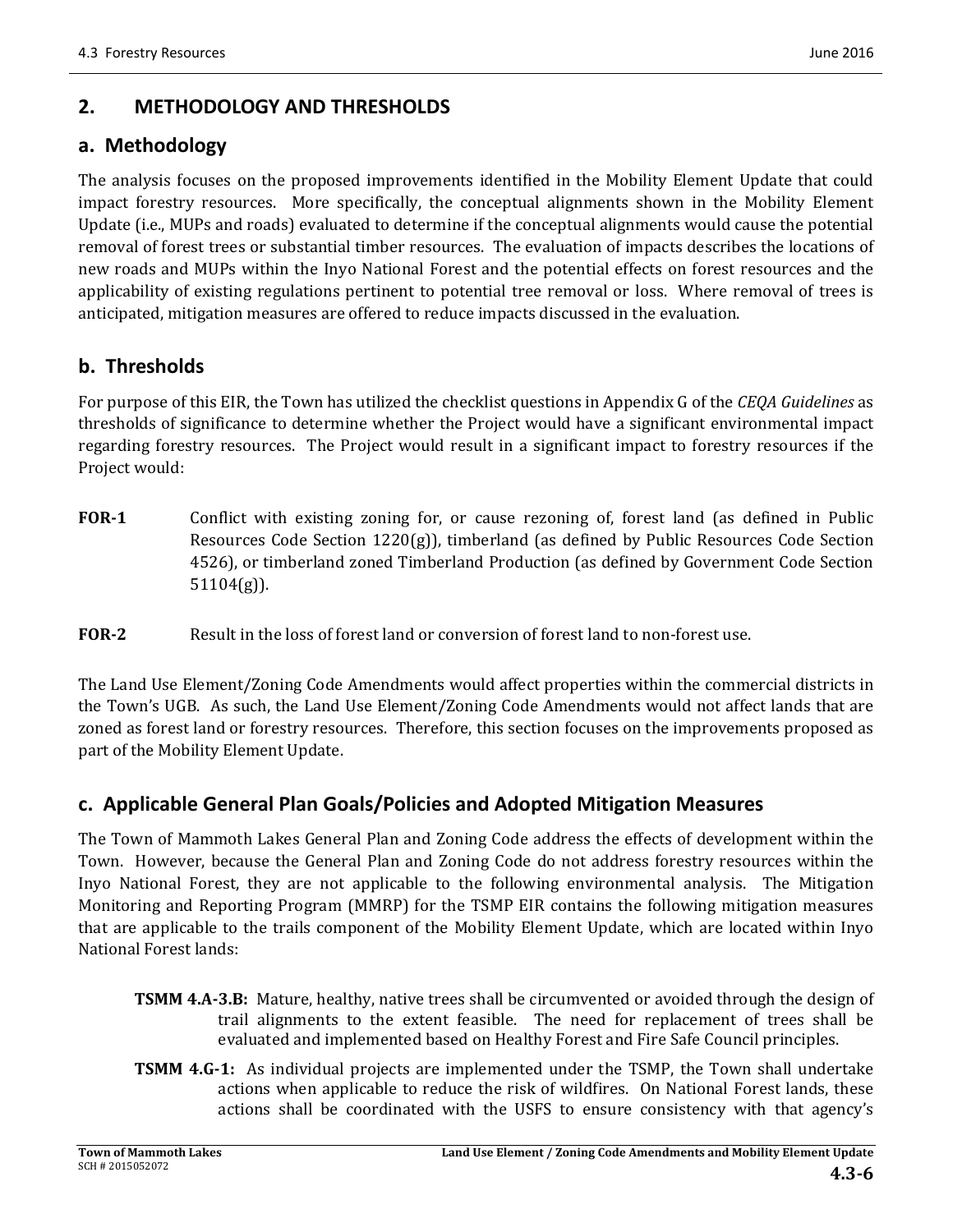## 2. METHODOLOGY AND THRESHOLDS

### a. Methodology

The analysis focuses on the proposed improvements identified in the Mobility Element Update that could impact forestry resources. More specifically, the conceptual alignments shown in the Mobility Element Update (i.e., MUPs and roads) evaluated to determine if the conceptual alignments would cause the potential removal of forest trees or substantial timber resources. The evaluation of impacts describes the locations of new roads and MUPs within the Inyo National Forest and the potential effects on forest resources and the applicability of existing regulations pertinent to potential tree removal or loss. Where removal of trees is anticipated, mitigation measures are offered to reduce impacts discussed in the evaluation.

### b. Thresholds

For purpose of this EIR, the Town has utilized the checklist questions in Appendix G of the *CEQA Guidelines* as thresholds of significance to determine whether the Project would have a significant environmental impact regarding forestry resources. The Project would result in a significant impact to forestry resources if the Project would:

**FOR-1** Conflict with existing zoning for, or cause rezoning of, forest land (as defined in Public Resources Code Section 1220(g)), timberland (as defined by Public Resources Code Section 4526), or timberland zoned Timberland Production (as defined by Government Code Section 51104(g)).

**FOR-2** Result in the loss of forest land or conversion of forest land to non-forest use.

The Land Use Element/Zoning Code Amendments would affect properties within the commercial districts in the Town's UGB. As such, the Land Use Element/Zoning Code Amendments would not affect lands that are zoned as forest land or forestry resources. Therefore, this section focuses on the improvements proposed as part of the Mobility Element Update.

### c. Applicable General Plan Goals/Policies and Adopted Mitigation Measures

The Town of Mammoth Lakes General Plan and Zoning Code address the effects of development within the Town. However, because the General Plan and Zoning Code do not address forestry resources within the Inyo National Forest, they are not applicable to the following environmental analysis. The Mitigation Monitoring and Reporting Program (MMRP) for the TSMP EIR contains the following mitigation measures that are applicable to the trails component of the Mobility Element Update, which are located within Inyo National Forest lands:

**TSMM 4.A-3.B:** Mature, healthy, native trees shall be circumvented or avoided through the design of trail alignments to the extent feasible. The need for replacement of trees shall be evaluated and implemented based on Healthy Forest and Fire Safe Council principles.

**TSMM 4.G-1:** As individual projects are implemented under the TSMP, the Town shall undertake actions when applicable to reduce the risk of wildfires. On National Forest lands, these actions shall be coordinated with the USFS to ensure consistency with that agency's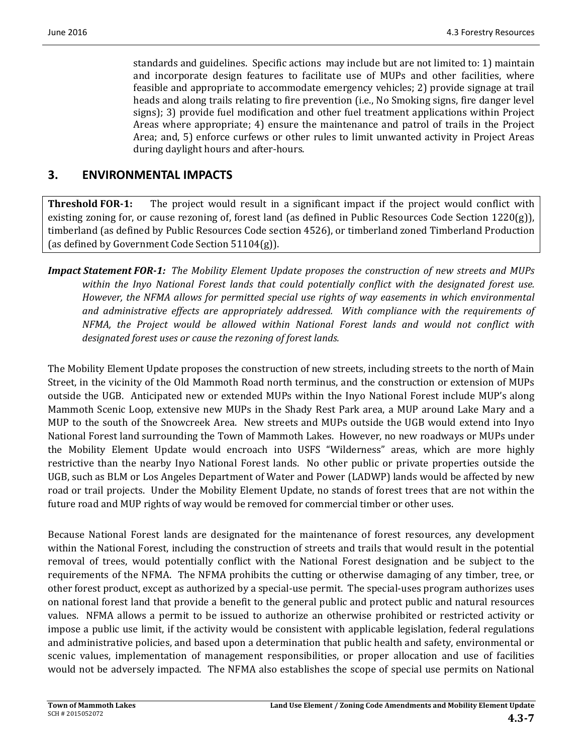standards and guidelines. Specific actions may include but are not limited to: 1) maintain and incorporate design features to facilitate use of MUPs and other facilities, where feasible and appropriate to accommodate emergency vehicles; 2) provide signage at trail heads and along trails relating to fire prevention (i.e., No Smoking signs, fire danger level signs); 3) provide fuel modification and other fuel treatment applications within Project Areas where appropriate; 4) ensure the maintenance and patrol of trails in the Project Area; and, 5) enforce curfews or other rules to limit unwanted activity in Project Areas during daylight hours and after-hours.

## 3. ENVIRONMENTAL IMPACTS

**Threshold FOR-1:** The project would result in a significant impact if the project would conflict with existing zoning for, or cause rezoning of, forest land (as defined in Public Resources Code Section 1220(g)), timberland (as defined by Public Resources Code section 4526), or timberland zoned Timberland Production (as defined by Government Code Section 51104(g)).

***Impact Statement FOR-1:*** *The Mobility Element Update proposes the construction of new streets and MUPs within the Inyo National Forest lands that could potentially conflict with the designated forest use. However, the NFMA allows for permitted special use rights of way easements in which environmental and administrative effects are appropriately addressed. With compliance with the requirements of NFMA, the Project would be allowed within National Forest lands and would not conflict with designated forest uses or cause the rezoning of forest lands.*

The Mobility Element Update proposes the construction of new streets, including streets to the north of Main Street, in the vicinity of the Old Mammoth Road north terminus, and the construction or extension of MUPs outside the UGB. Anticipated new or extended MUPs within the Inyo National Forest include MUP's along Mammoth Scenic Loop, extensive new MUPs in the Shady Rest Park area, a MUP around Lake Mary and a MUP to the south of the Snowcreek Area. New streets and MUPs outside the UGB would extend into Inyo National Forest land surrounding the Town of Mammoth Lakes. However, no new roadways or MUPs under the Mobility Element Update would encroach into USFS "Wilderness" areas, which are more highly restrictive than the nearby Inyo National Forest lands. No other public or private properties outside the UGB, such as BLM or Los Angeles Department of Water and Power (LADWP) lands would be affected by new road or trail projects. Under the Mobility Element Update, no stands of forest trees that are not within the future road and MUP rights of way would be removed for commercial timber or other uses.

Because National Forest lands are designated for the maintenance of forest resources, any development within the National Forest, including the construction of streets and trails that would result in the potential removal of trees, would potentially conflict with the National Forest designation and be subject to the requirements of the NFMA. The NFMA prohibits the cutting or otherwise damaging of any timber, tree, or other forest product, except as authorized by a special-use permit. The special-uses program authorizes uses on national forest land that provide a benefit to the general public and protect public and natural resources values. NFMA allows a permit to be issued to authorize an otherwise prohibited or restricted activity or impose a public use limit, if the activity would be consistent with applicable legislation, federal regulations and administrative policies, and based upon a determination that public health and safety, environmental or scenic values, implementation of management responsibilities, or proper allocation and use of facilities would not be adversely impacted. The NFMA also establishes the scope of special use permits on National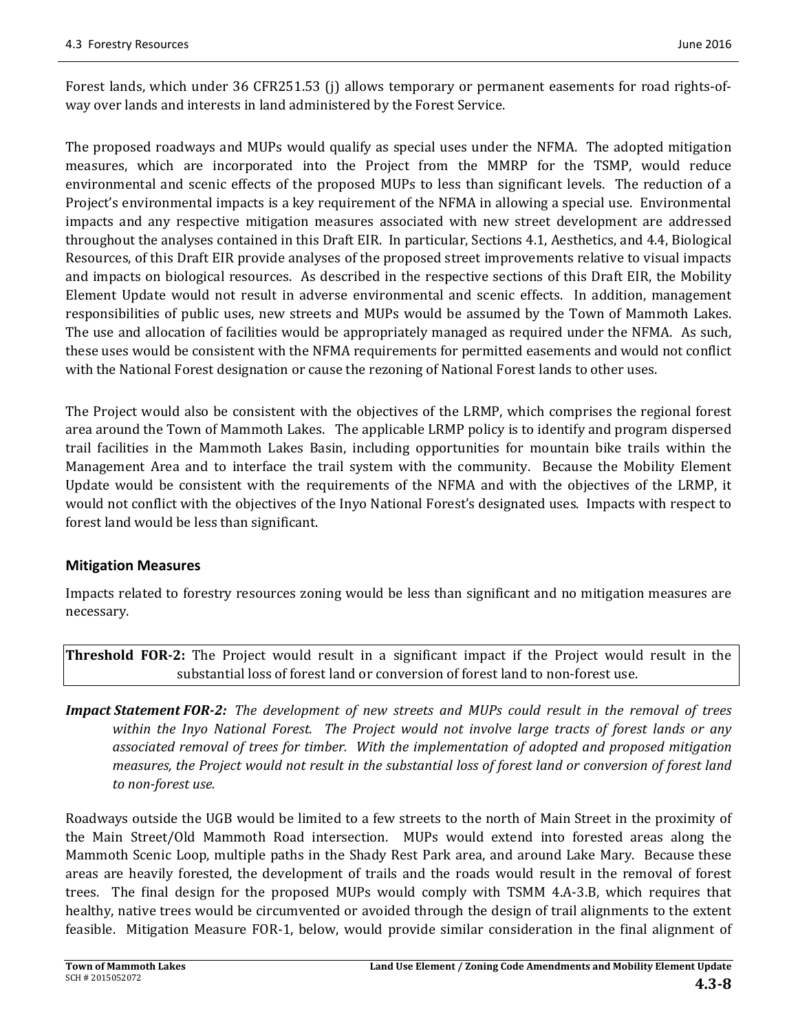Forest lands, which under 36 CFR251.53 (j) allows temporary or permanent easements for road rights-of-way over lands and interests in land administered by the Forest Service.

The proposed roadways and MUPs would qualify as special uses under the NFMA. The adopted mitigation measures, which are incorporated into the Project from the MMRP for the TSMP, would reduce environmental and scenic effects of the proposed MUPs to less than significant levels. The reduction of a Project's environmental impacts is a key requirement of the NFMA in allowing a special use. Environmental impacts and any respective mitigation measures associated with new street development are addressed throughout the analyses contained in this Draft EIR. In particular, Sections 4.1, Aesthetics, and 4.4, Biological Resources, of this Draft EIR provide analyses of the proposed street improvements relative to visual impacts and impacts on biological resources. As described in the respective sections of this Draft EIR, the Mobility Element Update would not result in adverse environmental and scenic effects. In addition, management responsibilities of public uses, new streets and MUPs would be assumed by the Town of Mammoth Lakes. The use and allocation of facilities would be appropriately managed as required under the NFMA. As such, these uses would be consistent with the NFMA requirements for permitted easements and would not conflict with the National Forest designation or cause the rezoning of National Forest lands to other uses.

The Project would also be consistent with the objectives of the LRMP, which comprises the regional forest area around the Town of Mammoth Lakes. The applicable LRMP policy is to identify and program dispersed trail facilities in the Mammoth Lakes Basin, including opportunities for mountain bike trails within the Management Area and to interface the trail system with the community. Because the Mobility Element Update would be consistent with the requirements of the NFMA and with the objectives of the LRMP, it would not conflict with the objectives of the Inyo National Forest's designated uses. Impacts with respect to forest land would be less than significant.

### Mitigation Measures

Impacts related to forestry resources zoning would be less than significant and no mitigation measures are necessary.

**Threshold FOR-2:** The Project would result in a significant impact if the Project would result in the substantial loss of forest land or conversion of forest land to non-forest use.

***Impact Statement FOR-2:*** *The development of new streets and MUPs could result in the removal of trees within the Inyo National Forest. The Project would not involve large tracts of forest lands or any associated removal of trees for timber. With the implementation of adopted and proposed mitigation measures, the Project would not result in the substantial loss of forest land or conversion of forest land to non-forest use.*

Roadways outside the UGB would be limited to a few streets to the north of Main Street in the proximity of the Main Street/Old Mammoth Road intersection. MUPs would extend into forested areas along the Mammoth Scenic Loop, multiple paths in the Shady Rest Park area, and around Lake Mary. Because these areas are heavily forested, the development of trails and the roads would result in the removal of forest trees. The final design for the proposed MUPs would comply with TSMM 4.A-3.B, which requires that healthy, native trees would be circumvented or avoided through the design of trail alignments to the extent feasible. Mitigation Measure FOR-1, below, would provide similar consideration in the final alignment of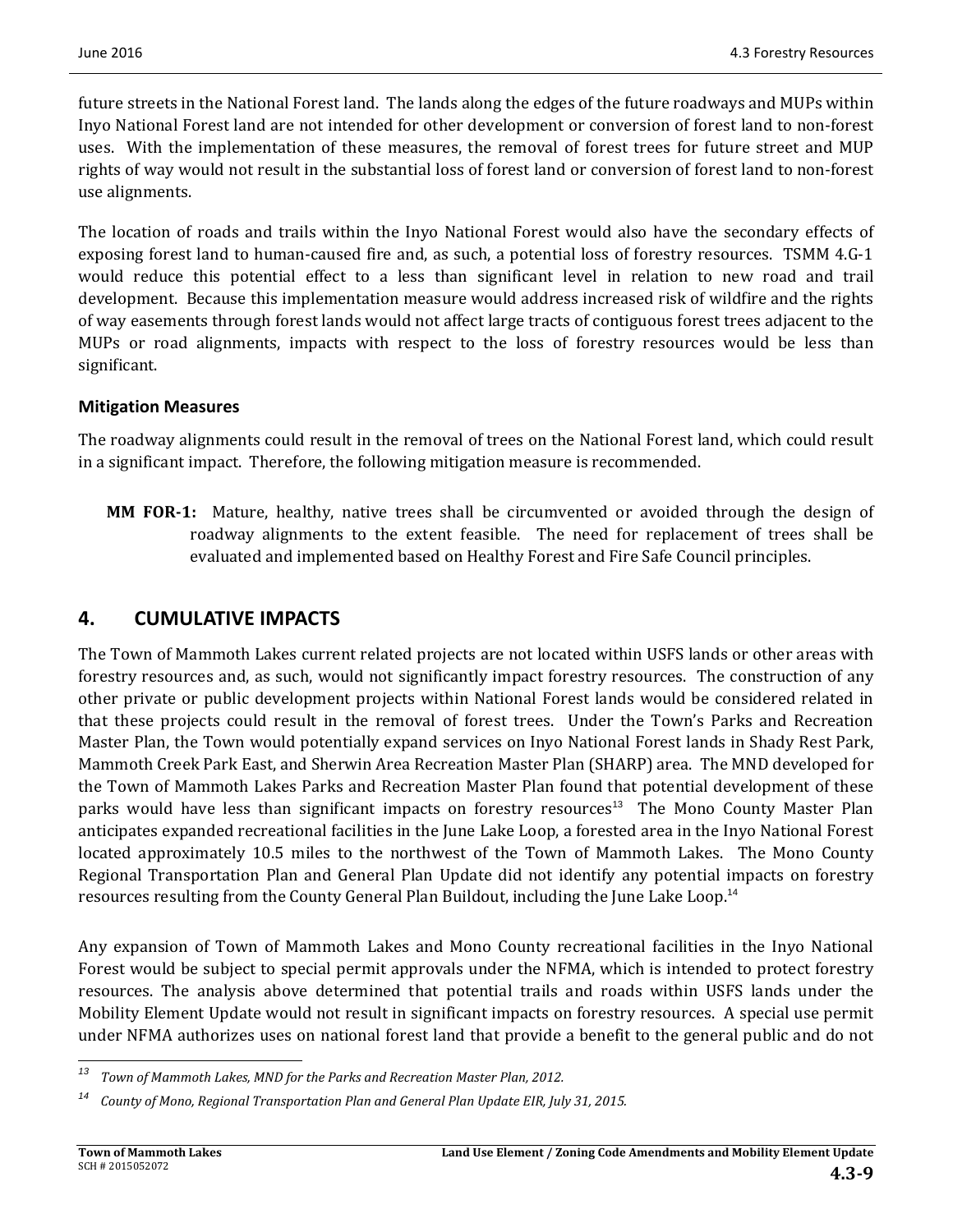future streets in the National Forest land. The lands along the edges of the future roadways and MUPs within Inyo National Forest land are not intended for other development or conversion of forest land to non-forest uses. With the implementation of these measures, the removal of forest trees for future street and MUP rights of way would not result in the substantial loss of forest land or conversion of forest land to non-forest use alignments.

The location of roads and trails within the Inyo National Forest would also have the secondary effects of exposing forest land to human-caused fire and, as such, a potential loss of forestry resources. TSMM 4.G-1 would reduce this potential effect to a less than significant level in relation to new road and trail development. Because this implementation measure would address increased risk of wildfire and the rights of way easements through forest lands would not affect large tracts of contiguous forest trees adjacent to the MUPs or road alignments, impacts with respect to the loss of forestry resources would be less than significant.

### Mitigation Measures

The roadway alignments could result in the removal of trees on the National Forest land, which could result in a significant impact. Therefore, the following mitigation measure is recommended.

**MM FOR-1:** Mature, healthy, native trees shall be circumvented or avoided through the design of roadway alignments to the extent feasible. The need for replacement of trees shall be evaluated and implemented based on Healthy Forest and Fire Safe Council principles.

## 4. CUMULATIVE IMPACTS

The Town of Mammoth Lakes current related projects are not located within USFS lands or other areas with forestry resources and, as such, would not significantly impact forestry resources. The construction of any other private or public development projects within National Forest lands would be considered related in that these projects could result in the removal of forest trees. Under the Town's Parks and Recreation Master Plan, the Town would potentially expand services on Inyo National Forest lands in Shady Rest Park, Mammoth Creek Park East, and Sherwin Area Recreation Master Plan (SHARP) area. The MND developed for the Town of Mammoth Lakes Parks and Recreation Master Plan found that potential development of these parks would have less than significant impacts on forestry resources[13] The Mono County Master Plan anticipates expanded recreational facilities in the June Lake Loop, a forested area in the Inyo National Forest located approximately 10.5 miles to the northwest of the Town of Mammoth Lakes. The Mono County Regional Transportation Plan and General Plan Update did not identify any potential impacts on forestry resources resulting from the County General Plan Buildout, including the June Lake Loop.[14]

Any expansion of Town of Mammoth Lakes and Mono County recreational facilities in the Inyo National Forest would be subject to special permit approvals under the NFMA, which is intended to protect forestry resources. The analysis above determined that potential trails and roads within USFS lands under the Mobility Element Update would not result in significant impacts on forestry resources. A special use permit under NFMA authorizes uses on national forest land that provide a benefit to the general public and do not

---

[13] *Town of Mammoth Lakes, MND for the Parks and Recreation Master Plan, 2012.*

[14] *County of Mono, Regional Transportation Plan and General Plan Update EIR, July 31, 2015.*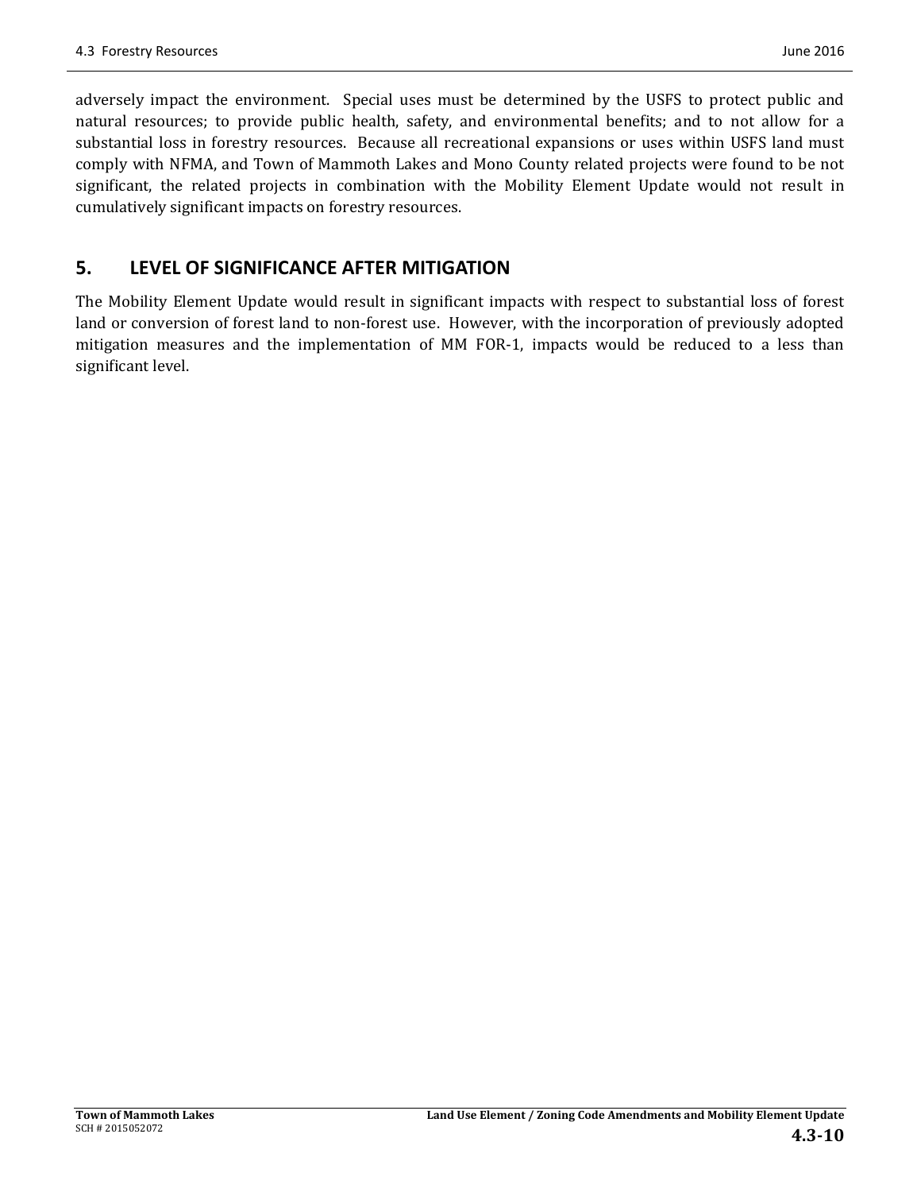adversely impact the environment. Special uses must be determined by the USFS to protect public and natural resources; to provide public health, safety, and environmental benefits; and to not allow for a substantial loss in forestry resources. Because all recreational expansions or uses within USFS land must comply with NFMA, and Town of Mammoth Lakes and Mono County related projects were found to be not significant, the related projects in combination with the Mobility Element Update would not result in cumulatively significant impacts on forestry resources.

## 5. LEVEL OF SIGNIFICANCE AFTER MITIGATION

The Mobility Element Update would result in significant impacts with respect to substantial loss of forest land or conversion of forest land to non-forest use. However, with the incorporation of previously adopted mitigation measures and the implementation of MM FOR-1, impacts would be reduced to a less than significant level.